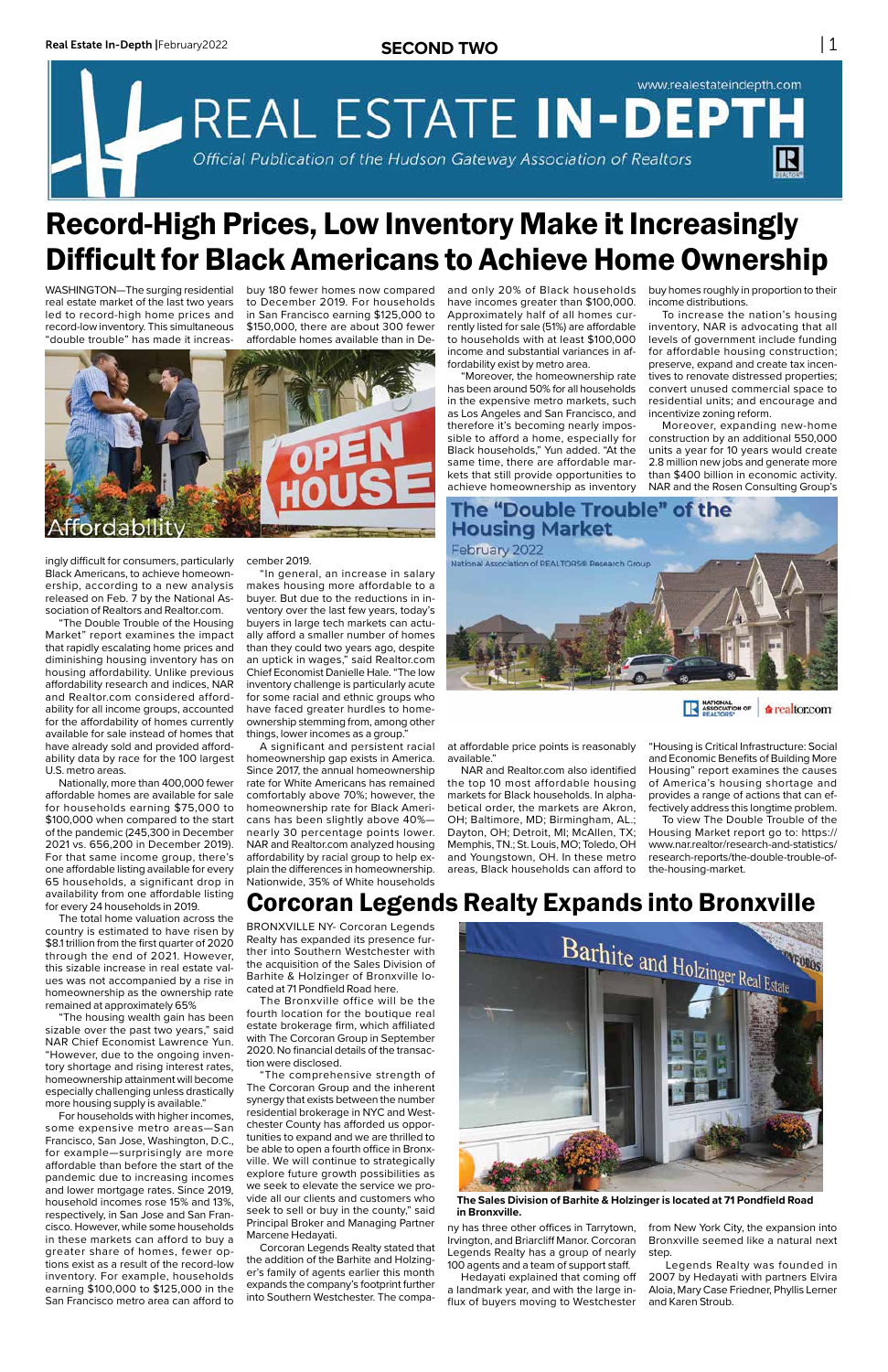# Record-High Prices, Low Inventory Make it Increasingly Difficult for Black Americans to Achieve Home Ownership

WASHINGTON—The surging residential real estate market of the last two years led to record-high home prices and record-low inventory. This simultaneous "double trouble" has made it increasingly difficult for consumers, particularly Black Americans, to achieve homeownership, according to a new analysis released on Feb. 7 by the National Association of Realtors and Realtor.com.

"The Double Trouble of the Housing Market" report examines the impact that rapidly escalating home prices and diminishing housing inventory has on housing affordability. Unlike previous affordability research and indices, NAR and Realtor.com considered affordability for all income groups, accounted for the affordability of homes currently available for sale instead of homes that have already sold and provided affordability data by race for the 100 largest U.S. metro areas.

Nationally, more than 400,000 fewer affordable homes are available for sale for households earning $75,000 to $100,000 when compared to the start of the pandemic (245,300 in December 2021 vs. 656,200 in December 2019). For that same income group, there's one affordable listing available for every 65 households, a significant drop in availability from one affordable listing for every 24 households in 2019.

The total home valuation across the country is estimated to have risen by $8.1 trillion from the first quarter of 2020 through the end of 2021. However, this sizable increase in real estate values was not accompanied by a rise in homeownership as the ownership rate remained at approximately 65%

"The housing wealth gain has been sizable over the past two years," said NAR Chief Economist Lawrence Yun. "However, due to the ongoing inventory shortage and rising interest rates, homeownership attainment will become especially challenging unless drastically more housing supply is available."

For households with higher incomes, some expensive metro areas—San Francisco, San Jose, Washington, D.C., for example—surprisingly are more affordable than before the start of the pandemic due to increasing incomes and lower mortgage rates. Since 2019, household incomes rose 15% and 13%, respectively, in San Jose and San Francisco. However, while some households in these markets can afford to buy a greater share of homes, fewer options exist as a result of the record-low inventory. For example, households earning $100,000 to $125,000 in the San Francisco metro area can afford to buy 180 fewer homes now compared to December 2019. For households in San Francisco earning $125,000 to $150,000, there are about 300 fewer affordable homes available than in December 2019.

"In general, an increase in salary makes housing more affordable to a buyer. But due to the reductions in inventory over the last few years, today's buyers in large tech markets can actually afford a smaller number of homes than they could two years ago, despite an uptick in wages," said Realtor.com Chief Economist Danielle Hale. "The low inventory challenge is particularly acute for some racial and ethnic groups who have faced greater hurdles to homeownership stemming from, among other things, lower incomes as a group."

A significant and persistent racial homeownership gap exists in America. Since 2017, the annual homeownership rate for White Americans has remained comfortably above 70%; however, the homeownership rate for Black Americans has been slightly above 40%—nearly 30 percentage points lower. NAR and Realtor.com analyzed housing affordability by racial group to help explain the differences in homeownership. Nationwide, 35% of White households and only 20% of Black households have incomes greater than $100,000. Approximately half of all homes currently listed for sale (51%) are affordable to households with at least $100,000 income and substantial variances in affordability exist by metro area.

"Moreover, the homeownership rate has been around 50% for all households in the expensive metro markets, such as Los Angeles and San Francisco, and therefore it's becoming nearly impossible to afford a home, especially for Black households," Yun added. "At the same time, there are affordable markets that still provide opportunities to achieve homeownership as inventory at affordable price points is reasonably available."

NAR and Realtor.com also identified the top 10 most affordable housing markets for Black households. In alphabetical order, the markets are Akron, OH; Baltimore, MD; Birmingham, AL.; Dayton, OH; Detroit, MI; McAllen, TX; Memphis, TN.; St. Louis, MO; Toledo, OH and Youngstown, OH. In these metro areas, Black households can afford to buy homes roughly in proportion to their income distributions.

To increase the nation's housing inventory, NAR is advocating that all levels of government include funding for affordable housing construction; preserve, expand and create tax incentives to renovate distressed properties; convert unused commercial space to residential units; and encourage and incentivize zoning reform.

Moreover, expanding new-home construction by an additional 550,000 units a year for 10 years would create 2.8 million new jobs and generate more than $400 billion in economic activity. NAR and the Rosen Consulting Group's "Housing is Critical Infrastructure: Social and Economic Benefits of Building More Housing" report examines the causes of America's housing shortage and provides a range of actions that can effectively address this longtime problem.

To view The Double Trouble of the Housing Market report go to: https://www.nar.realtor/research-and-statistics/research-reports/the-double-trouble-of-the-housing-market.

# Corcoran Legends Realty Expands into Bronxville

BRONXVILLE NY- Corcoran Legends Realty has expanded its presence further into Southern Westchester with the acquisition of the Sales Division of Barhite & Holzinger of Bronxville located at 71 Pondfield Road here.

The Bronxville office will be the fourth location for the boutique real estate brokerage firm, which affiliated with The Corcoran Group in September 2020. No financial details of the transaction were disclosed.

"The comprehensive strength of The Corcoran Group and the inherent synergy that exists between the number residential brokerage in NYC and Westchester County has afforded us opportunities to expand and we are thrilled to be able to open a fourth office in Bronxville. We will continue to strategically explore future growth possibilities as we seek to elevate the service we provide all our clients and customers who seek to sell or buy in the county," said Principal Broker and Managing Partner Marcene Hedayati.

Corcoran Legends Realty stated that the addition of the Barhite and Holzinger's family of agents earlier this month expands the company's footprint further into Southern Westchester. The company has three other offices in Tarrytown, Irvington, and Briarcliff Manor. Corcoran Legends Realty has a group of nearly 100 agents and a team of support staff.

Hedayati explained that coming off a landmark year, and with the large influx of buyers moving to Westchester from New York City, the expansion into Bronxville seemed like a natural next step.

Legends Realty was founded in 2007 by Hedayati with partners Elvira Aloia, Mary Case Friedner, Phyllis Lerner and Karen Stroub.

**The Sales Division of Barhite & Holzinger is located at 71 Pondfield Road in Bronxville.**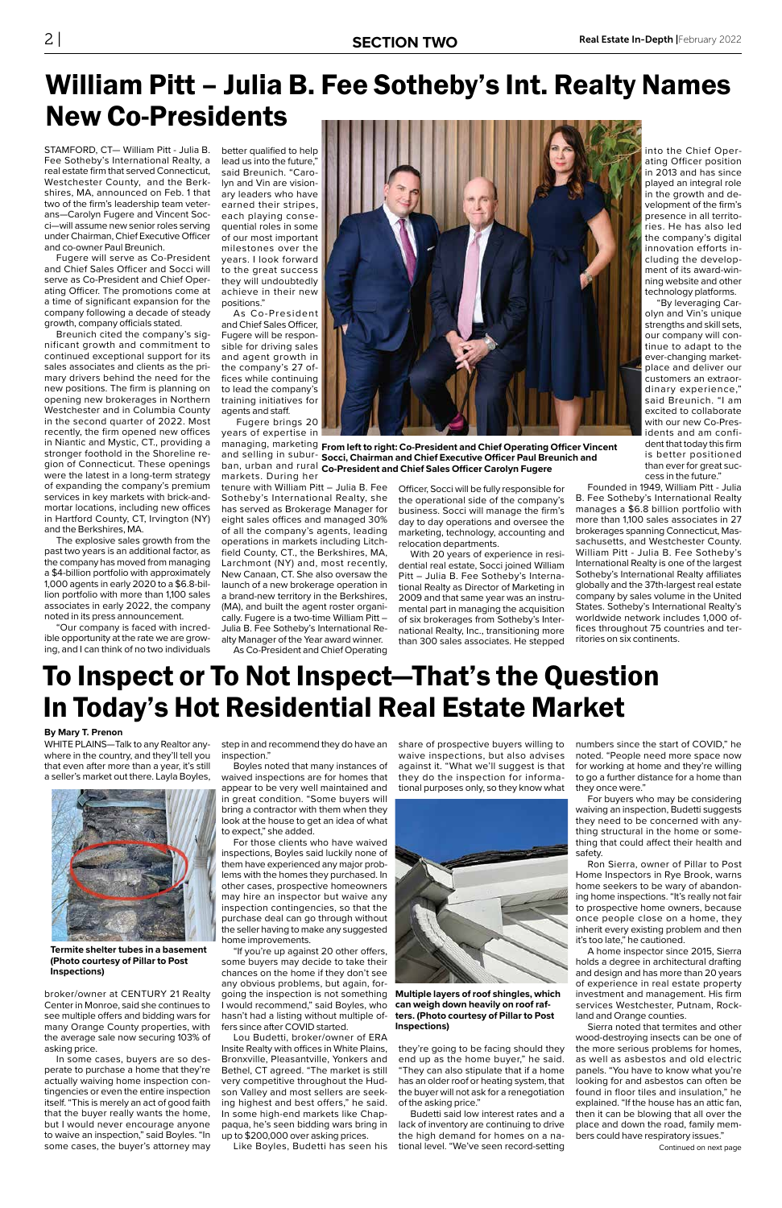# William Pitt – Julia B. Fee Sotheby's Int. Realty Names New Co-Presidents

STAMFORD, CT— William Pitt - Julia B. Fee Sotheby's International Realty, a real estate firm that served Connecticut, Westchester County, and the Berkshires, MA, announced on Feb. 1 that two of the firm's leadership team veterans—Carolyn Fugere and Vincent Socci—will assume new senior roles serving under Chairman, Chief Executive Officer and co-owner Paul Breunich.

Fugere will serve as Co-President and Chief Sales Officer and Socci will serve as Co-President and Chief Operating Officer. The promotions come at a time of significant expansion for the company following a decade of steady growth, company officials stated.

Breunich cited the company's significant growth and commitment to continued exceptional support for its sales associates and clients as the primary drivers behind the need for the new positions. The firm is planning on opening new brokerages in Northern Westchester and in Columbia County in the second quarter of 2022. Most recently, the firm opened new offices in Niantic and Mystic, CT., providing a stronger foothold in the Shoreline region of Connecticut. These openings were the latest in a long-term strategy of expanding the company's premium services in key markets with brick-and-mortar locations, including new offices in Hartford County, CT, Irvington (NY) and the Berkshires, MA.

The explosive sales growth from the past two years is an additional factor, as the company has moved from managing a $4-billion portfolio with approximately 1,000 agents in early 2020 to a $6.8-billion portfolio with more than 1,100 sales associates in early 2022, the company noted in its press announcement.

"Our company is faced with incredible opportunity at the rate we are growing, and I can think of no two individuals better qualified to help lead us into the future," said Breunich. "Carolyn and Vin are visionary leaders who have earned their stripes, each playing consequential roles in some of our most important milestones over the years. I look forward to the great success they will undoubtedly achieve in their new positions."

As Co-President and Chief Sales Officer, Fugere will be responsible for driving sales and agent growth in the company's 27 offices while continuing to lead the company's training initiatives for agents and staff.

Fugere brings 20 years of expertise in managing, marketing and selling in suburban, urban and rural markets. During her tenure with William Pitt – Julia B. Fee Sotheby's International Realty, she has served as Brokerage Manager for eight sales offices and managed 30% of all the company's agents, leading operations in markets including Litchfield County, CT., the Berkshires, MA, Larchmont (NY) and, most recently, New Canaan, CT. She also oversaw the launch of a new brokerage operation in a brand-new territory in the Berkshires, (MA), and built the agent roster organically. Fugere is a two-time William Pitt – Julia B. Fee Sotheby's International Realty Manager of the Year award winner.

**From left to right: Co-President and Chief Operating Officer Vincent Socci, Chairman and Chief Executive Officer Paul Breunich and Co-President and Chief Sales Officer Carolyn Fugere**

As Co-President and Chief Operating Officer, Socci will be fully responsible for the operational side of the company's business. Socci will manage the firm's day to day operations and oversee the marketing, technology, accounting and relocation departments.

With 20 years of experience in residential real estate, Socci joined William Pitt – Julia B. Fee Sotheby's International Realty as Director of Marketing in 2009 and that same year was an instrumental part in managing the acquisition of six brokerages from Sotheby's International Realty, Inc., transitioning more than 300 sales associates. He stepped into the Chief Operating Officer position in 2013 and has since played an integral role in the growth and development of the firm's presence in all territories. He has also led the company's digital innovation efforts including the development of its award-winning website and other technology platforms.

"By leveraging Carolyn and Vin's unique strengths and skill sets, our company will continue to adapt to the ever-changing marketplace and deliver our customers an extraordinary experience," said Breunich. "I am excited to collaborate with our new Co-Presidents and am confident that today this firm is better positioned than ever for great success in the future."

Founded in 1949, William Pitt - Julia B. Fee Sotheby's International Realty manages a $6.8 billion portfolio with more than 1,100 sales associates in 27 brokerages spanning Connecticut, Massachusetts, and Westchester County. William Pitt - Julia B. Fee Sotheby's International Realty is one of the largest Sotheby's International Realty affiliates globally and the 37th-largest real estate company by sales volume in the United States. Sotheby's International Realty's worldwide network includes 1,000 offices throughout 75 countries and territories on six continents.

# To Inspect or To Not Inspect—That's the Question In Today's Hot Residential Real Estate Market

**By Mary T. Prenon**

WHITE PLAINS—Talk to any Realtor anywhere in the country, and they'll tell you that even after more than a year, it's still a seller's market out there. Layla Boyles, broker/owner at CENTURY 21 Realty Center in Monroe, said she continues to see multiple offers and bidding wars for many Orange County properties, with the average sale now securing 103% of asking price.

**Termite shelter tubes in a basement (Photo courtesy of Pillar to Post Inspections)**

In some cases, buyers are so desperate to purchase a home that they're actually waiving home inspection contingencies or even the entire inspection itself. "This is merely an act of good faith that the buyer really wants the home, but I would never encourage anyone to waive an inspection," said Boyles. "In some cases, the buyer's attorney may step in and recommend they do have an inspection."

Boyles noted that many instances of waived inspections are for homes that appear to be very well maintained and in great condition. "Some buyers will bring a contractor with them when they look at the house to get an idea of what to expect," she added.

For those clients who have waived inspections, Boyles said luckily none of them have experienced any major problems with the homes they purchased. In other cases, prospective homeowners may hire an inspector but waive any inspection contingencies, so that the purchase deal can go through without the seller having to make any suggested home improvements.

"If you're up against 20 other offers, some buyers may decide to take their chances on the home if they don't see any obvious problems, but again, forgoing the inspection is not something I would recommend," said Boyles, who hasn't had a listing without multiple offers since after COVID started.

Lou Budetti, broker/owner of ERA Insite Realty with offices in White Plains, Bronxville, Pleasantville, Yonkers and Bethel, CT agreed. "The market is still very competitive throughout the Hudson Valley and most sellers are seeking highest and best offers," he said. In some high-end markets like Chappaqua, he's seen bidding wars bring in up to $200,000 over asking prices.

Like Boyles, Budetti has seen his share of prospective buyers willing to waive inspections, but also advises against it. "What we'll suggest is that they do the inspection for informational purposes only, so they know what they're going to be facing should they end up as the home buyer," he said. "They can also stipulate that if a home has an older roof or heating system, that the buyer will not ask for a renegotiation of the asking price."

**Multiple layers of roof shingles, which can weigh down heavily on roof rafters. (Photo courtesy of Pillar to Post Inspections)**

Budetti said low interest rates and a lack of inventory are continuing to drive the high demand for homes on a national level. "We've seen record-setting numbers since the start of COVID," he noted. "People need more space now for working at home and they're willing to go a further distance for a home than they once were."

For buyers who may be considering waiving an inspection, Budetti suggests they need to be concerned with anything structural in the home or something that could affect their health and safety.

Ron Sierra, owner of Pillar to Post Home Inspectors in Rye Brook, warns home seekers to be wary of abandoning home inspections. "It's really not fair to prospective home owners, because once people close on a home, they inherit every existing problem and then it's too late," he cautioned.

A home inspector since 2015, Sierra holds a degree in architectural drafting and design and has more than 20 years of experience in real estate property investment and management. His firm services Westchester, Putnam, Rockland and Orange counties.

Sierra noted that termites and other wood-destroying insects can be one of the more serious problems for homes, as well as asbestos and old electric panels. "You have to know what you're looking for and asbestos can often be found in floor tiles and insulation," he explained. "If the house has an attic fan, then it can be blowing that all over the place and down the road, family members could have respiratory issues."

Continued on next page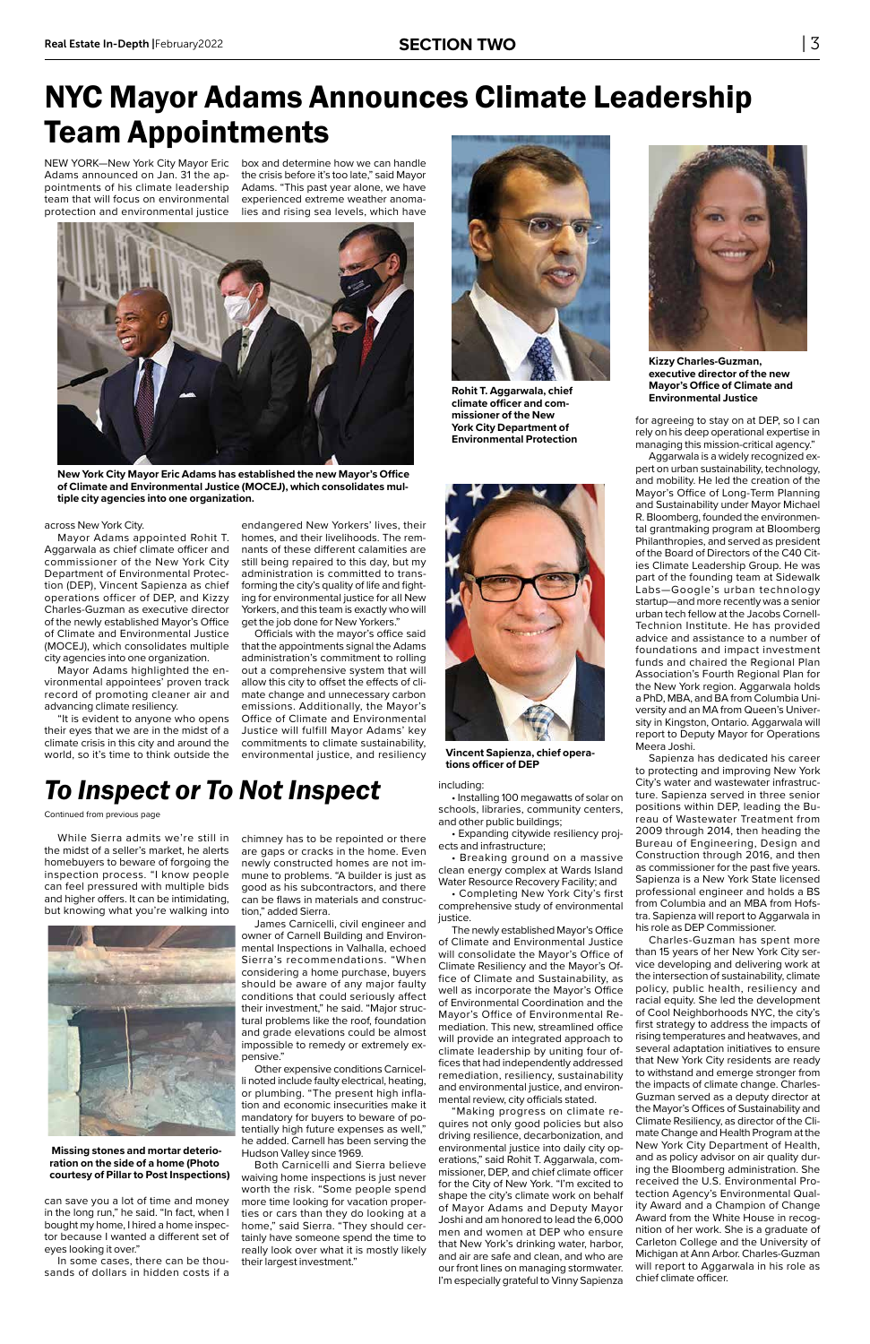# NYC Mayor Adams Announces Climate Leadership Team Appointments

NEW YORK—New York City Mayor Eric Adams announced on Jan. 31 the appointments of his climate leadership team that will focus on environmental protection and environmental justice across New York City.

Mayor Adams appointed Rohit T. Aggarwala as chief climate officer and commissioner of the New York City Department of Environmental Protection (DEP), Vincent Sapienza as chief operations officer of DEP, and Kizzy Charles-Guzman as executive director of the newly established Mayor's Office of Climate and Environmental Justice (MOCEJ), which consolidates multiple city agencies into one organization.

Mayor Adams highlighted the environmental appointees' proven track record of promoting cleaner air and advancing climate resiliency.

"It is evident to anyone who opens their eyes that we are in the midst of a climate crisis in this city and around the world, so it's time to think outside the box and determine how we can handle the crisis before it's too late," said Mayor Adams. "This past year alone, we have experienced extreme weather anomalies and rising sea levels, which have endangered New Yorkers' lives, their homes, and their livelihoods. The remnants of these different calamities are still being repaired to this day, but my administration is committed to transforming the city's quality of life and fighting for environmental justice for all New Yorkers, and this team is exactly who will get the job done for New Yorkers."

New York City Mayor Eric Adams has established the new Mayor's Office of Climate and Environmental Justice (MOCEJ), which consolidates multiple city agencies into one organization.

Officials with the mayor's office said that the appointments signal the Adams administration's commitment to rolling out a comprehensive system that will allow this city to offset the effects of climate change and unnecessary carbon emissions. Additionally, the Mayor's Office of Climate and Environmental Justice will fulfill Mayor Adams' key commitments to climate sustainability, environmental justice, and resiliency including:

- Installing 100 megawatts of solar on schools, libraries, community centers, and other public buildings;
- Expanding citywide resiliency projects and infrastructure;
- Breaking ground on a massive clean energy complex at Wards Island Water Resource Recovery Facility; and
- Completing New York City's first comprehensive study of environmental justice.

The newly established Mayor's Office of Climate and Environmental Justice will consolidate the Mayor's Office of Climate Resiliency and the Mayor's Office of Climate and Sustainability, as well as incorporate the Mayor's Office of Environmental Coordination and the Mayor's Office of Environmental Remediation. This new, streamlined office will provide an integrated approach to climate leadership by uniting four offices that had independently addressed remediation, resiliency, sustainability and environmental justice, and environmental review, city officials stated.

"Making progress on climate requires not only good policies but also driving resilience, decarbonization, and environmental justice into daily city operations," said Rohit T. Aggarwala, commissioner, DEP, and chief climate officer for the City of New York. "I'm excited to shape the city's climate work on behalf of Mayor Adams and Deputy Mayor Joshi and am honored to lead the 6,000 men and women at DEP who ensure that New York's drinking water, harbor, and air are safe and clean, and who are our front lines on managing stormwater. I'm especially grateful to Vinny Sapienza for agreeing to stay on at DEP, so I can rely on his deep operational expertise in managing this mission-critical agency."

Rohit T. Aggarwala, chief climate officer and commissioner of the New York City Department of Environmental Protection

Kizzy Charles-Guzman, executive director of the new Mayor's Office of Climate and Environmental Justice

Vincent Sapienza, chief operations officer of DEP

Aggarwala is a widely recognized expert on urban sustainability, technology, and mobility. He led the creation of the Mayor's Office of Long-Term Planning and Sustainability under Mayor Michael R. Bloomberg, founded the environmental grantmaking program at Bloomberg Philanthropies, and served as president of the Board of Directors of the C40 Cities Climate Leadership Group. He was part of the founding team at Sidewalk Labs—Google's urban technology startup—and more recently was a senior urban tech fellow at the Jacobs Cornell-Technion Institute. He has provided advice and assistance to a number of foundations and impact investment funds and chaired the Regional Plan Association's Fourth Regional Plan for the New York region. Aggarwala holds a PhD, MBA, and BA from Columbia University and an MA from Queen's University in Kingston, Ontario. Aggarwala will report to Deputy Mayor for Operations Meera Joshi.

Sapienza has dedicated his career to protecting and improving New York City's water and wastewater infrastructure. Sapienza served in three senior positions within DEP, leading the Bureau of Wastewater Treatment from 2009 through 2014, then leading the Bureau of Engineering, Design and Construction through 2016, and then as commissioner for the past five years. Sapienza is a New York State licensed professional engineer and holds a BS from Columbia and an MBA from Hofstra. Sapienza will report to Aggarwala in his role as DEP Commissioner.

Charles-Guzman has spent more than 15 years of her New York City service developing and delivering work at the intersection of sustainability, climate policy, public health, resiliency and racial equity. She led the development of Cool Neighborhoods NYC, the city's first strategy to address the impacts of rising temperatures and heatwaves, and several adaptation initiatives to ensure that New York City residents are ready to withstand and emerge stronger from the impacts of climate change. Charles-Guzman served as a deputy director at the Mayor's Offices of Sustainability and Climate Resiliency, as director of the Climate Change and Health Program at the New York City Department of Health, and as policy advisor on air quality during the Bloomberg administration. She received the U.S. Environmental Protection Agency's Environmental Quality Award and a Champion of Change Award from the White House in recognition of her work. She is a graduate of Carleton College and the University of Michigan at Ann Arbor. Charles-Guzman will report to Aggarwala in his role as chief climate officer.

# *To Inspect or To Not Inspect*

Continued from previous page

While Sierra admits we're still in the midst of a seller's market, he alerts homebuyers to beware of forgoing the inspection process. "I know people can feel pressured with multiple bids and higher offers. It can be intimidating, but knowing what you're walking into can save you a lot of time and money in the long run," he said. "In fact, when I bought my home, I hired a home inspector because I wanted a different set of eyes looking it over."

Missing stones and mortar deterioration on the side of a home (Photo courtesy of Pillar to Post Inspections)

In some cases, there can be thousands of dollars in hidden costs if a chimney has to be repointed or there are gaps or cracks in the home. Even newly constructed homes are not immune to problems. "A builder is just as good as his subcontractors, and there can be flaws in materials and construction," added Sierra.

James Carnicelli, civil engineer and owner of Carnell Building and Environmental Inspections in Valhalla, echoed Sierra's recommendations. "When considering a home purchase, buyers should be aware of any major faulty conditions that could seriously affect their investment," he said. "Major structural problems like the roof, foundation and grade elevations could be almost impossible to remedy or extremely expensive."

Other expensive conditions Carnicelli noted include faulty electrical, heating, or plumbing. "The present high inflation and economic insecurities make it mandatory for buyers to beware of potentially high future expenses as well," he added. Carnell has been serving the Hudson Valley since 1969.

Both Carnicelli and Sierra believe waiving home inspections is just never worth the risk. "Some people spend more time looking for vacation properties or cars than they do looking at a home," said Sierra. "They should certainly have someone spend the time to really look over what it is mostly likely their largest investment."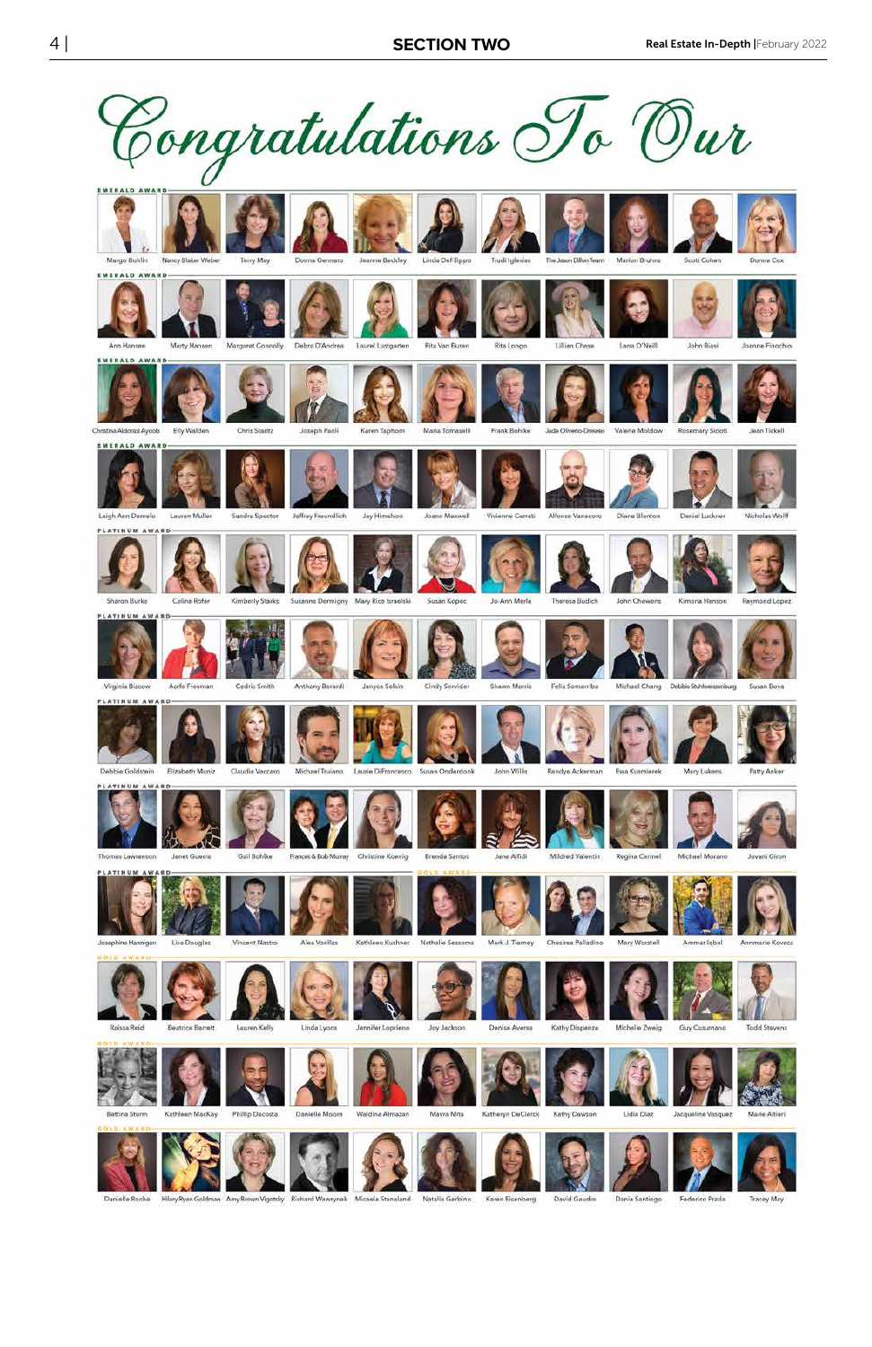# Congratulations To Our

**EMERALD AWARD**

Margo Bohlin, Nancy Blaker Weber, Terry May, Donna Gennaro, Jeanne Beckley, Linda DeFilippo, Trudi Iglesias, The Jason Dillon Team, Marion Bruhns, Scott Cohen, Donna Cox

**EMERALD AWARD**

Ann Hansee, Marty Hansen, Margaret Connolly, Debra D'Andrea, Laurel Lustgarten, Rita Van Buren, Rita Longo, Lillian Chase, Lena O'Neill, John Biasi, Joanne Finochio

**EMERALD AWARD**

Christina Aldorasi Ayoob, Elly Walden, Chris Staultz, Joseph Paoli, Karen Taphorn, Maria Tomaselli, Frank Bohlke, Jade Olivero-Dreves, Valerie Moldow, Rosemary Sicoli, Jean Tickell

**EMERALD AWARD**

Leigh Ann Damelo, Lauren Muller, Sandra Spector, Jeffrey Freundlich, Jay Himelson, Joane Maxwell, Vivienne Cerrati, Alfonso Vanacore, Diane Blanton, Daniel Lockner, Nicholas Wolff

**PLATINUM AWARD**

Sharon Burke, Celina Rofer, Kimberly Starks, Susanne Demigny, Mary Rice Israelski, Susan Kopec, Jo-Ann Merla, Theresa Budich, John Chewens, Kimona Hanson, Raymond Lopez

**PLATINUM AWARD**

Virginia Biscow, Aoife Freeman, Cedric Smith, Anthony Berardi, Janyce Selvin, Cindy Servider, Shawn Morris, Felix Somarriba, Michael Chang, Debbie Stuhlweissenburg, Susan Bova

**PLATINUM AWARD**

Debbie Goldstein, Elizabeth Muniz, Claudia Vaccaro, Michael Truiano, Laurie DiFrancesco, Susan Onderdonk, John Willis, Randye Ackerman, Ewa Kusmierek, Mary Lukens, Patty Anker

**PLATINUM AWARD**

Thomas Lawrenson, Janet Guerra, Gail Bohlke, Frances & Bob Murray, Christine Koenig, Brenda Santos, Jane Alfidi, Mildred Valentin, Regina Carmel, Michael Moreno, Jovani Giron

**PLATINUM AWARD**

Josephine Hannigan, Lisa Douglas, Vincent Nastro, Alex Vasilas, Kathleen Kushner

**GOLD AWARD**

Nathalie Sessoms, Mark J. Tierney, Chesiree Palladino, Mary Worstell, Ammar Iqbal, Annmarie Kovacs

**GOLD AWARD**

Raissa Reid, Beatrice Barrett, Lauren Kelly, Linda Lyons, Jennifer Loprieno, Joy Jackson, Denise Aversa, Kathy Dispenza, Michelle Zweig, Guy Cusumano, Todd Stevens

**GOLD AWARD**

Bettina Sturm, Kathleen MacKay, Phillip Dacosta, Danielle Moore, Waldina Almazan, Mavra Nita, Katheryn DeClerck, Kathy Dawson, Lidia Diaz, Jacqueline Vasquez, Marie Altieri

**GOLD AWARD**

Daniella Rocha, Hilary Ryan Goldman, Amy Brown Vigotsky, Richard Wawrynek, Micaela Staneland, Natalia Gerbino, Karen Eisenberg, David Gaudio, Dania Santiago, Federico Prada, Tracey May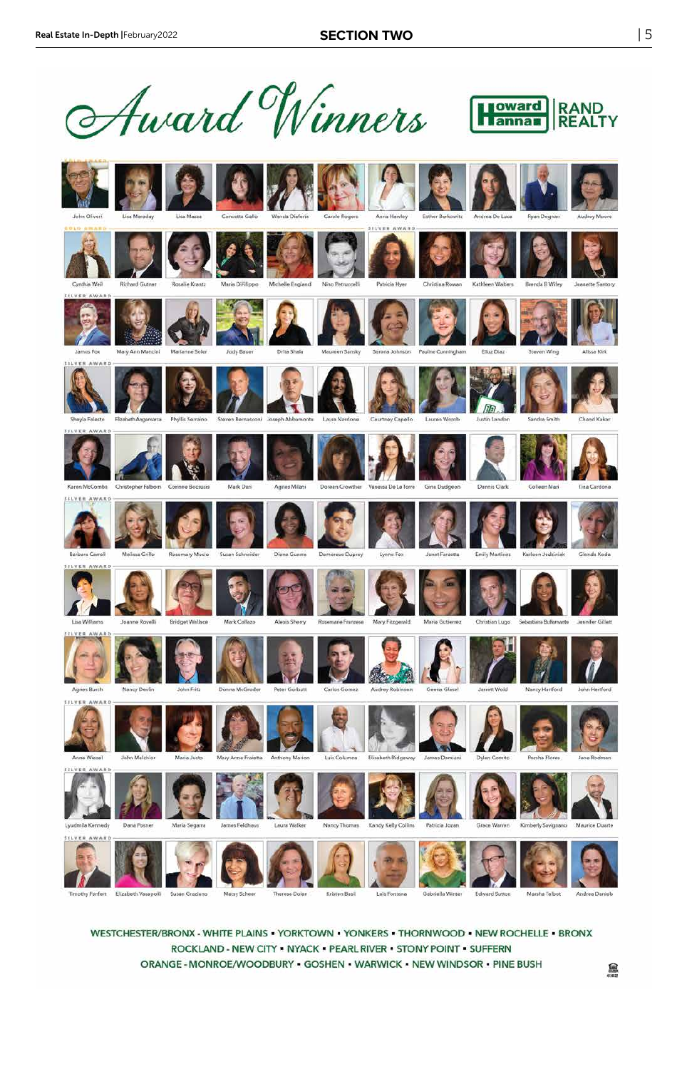## SECTION TWO

# Award Winners

Howard Hanna | RAND REALTY

**GOLD AWARD**

John Oliveri, Lisa Moreday, Lisa Mazza, Concetta Gallo, Wanda Disferis, Carole Rogers, Anna Hanley, Esther Berkowitz, Andrea De Luca, Ryan Degnan, Audrey Moore

**GOLD AWARD**

Cynthia Weil, Richard Gutner, Rosalie Krantz, Maria DiFilippo, Michelle England, Nino Petruccelli

**SILVER AWARD**

Patricia Hyer, Christina Rowan, Kathleen Walters, Brenda B Wiley, Jeanette Santory

**SILVER AWARD**

James Fox, Mary Ann Mancini, Marianne Soler, Jody Bauer, Drita Shala, Maureen Sansky, Serena Johnson, Pauline Cunningham, Elluz Diaz, Steven Wing, Alissa Kirk

**SILVER AWARD**

Shayla Falasta, Elizabeth Angamarca, Phyllis Serraino, Steven Bernasconi, Joseph Abbamonte, Laura Nardone, Courtney Capello, Lauren Worob, Justin Landon, Sandra Smith, Chand Kakar

**SILVER AWARD**

Karen McCombs, Christopher Falborn, Corinne Becsusis, Mark Dari, Agnes Milani, Doreen Crowther, Vanessa De La Torre, Gina Dudgeon, Dennis Clark, Colleen Mari, Tina Cardona

**SILVER AWARD**

Barbara Carroll, Melissa Grillo, Rosemary Mocio, Susan Schneider, Diane Guerra, Demarese Duprey, Lynne Fox, Janet Farzetta, Emily Martinez, Karleen Jedziniak, Glenda Koda

**SILVER AWARD**

Lisa Williams, Joanne Kovelli, Bridget Wallace, Mark Collazo, Alexis Sherry, Rosemarie Franzese, Mary Fitzgerald, Maria Gutierrez, Christian Lugo, Sebastiana Bufamante, Jennifer Gillett

**SILVER AWARD**

Agnes Busch, Nancy Devlin, John Fritz, Donna McGroder, Peter Gerbatt, Carlos Gomez, Audrey Robinson, Georia Glasel, Jarrett Wold, Nancy Hartford, John Hartford

**SILVER AWARD**

Anne Wiesel, John Melchior, Maria Justo, Mary Anne Fraietta, Anthony Marion, Luis Columna, Elizabeth Ridgeway, James Damiani, Dylan Comito, Porsha Flores, Jane Rodman

**SILVER AWARD**

Lyudmila Kennedy, Dana Posner, Maria Segarra, James Feldhaus, Laura Walker, Nancy Thomas, Kandy Kelly Collins, Patricia Jozan, Grace Warren, Kimberly Savignano, Maurice Duarte

**SILVER AWARD**

Timothy Perfetti, Elizabeth Yasapolli, Susan Graziano, Meisy Scheer, Theresa Dolan, Kristen Basil, Luis Fontana, Gabriella Winter, Edward Sutton, Marsha Talbot, Andrea Daniels

WESTCHESTER/BRONX - WHITE PLAINS • YORKTOWN • YONKERS • THORNWOOD • NEW ROCHELLE • BRONX
ROCKLAND - NEW CITY • NYACK • PEARL RIVER • STONY POINT • SUFFERN
ORANGE - MONROE/WOODBURY • GOSHEN • WARWICK • NEW WINDSOR • PINE BUSH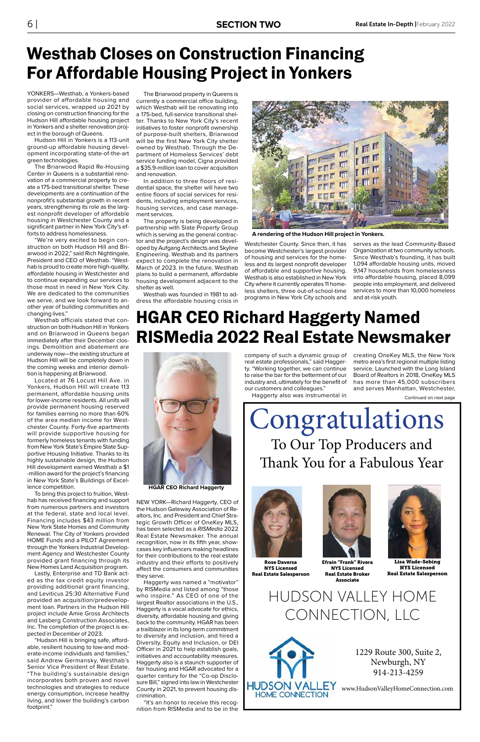# Westhab Closes on Construction Financing For Affordable Housing Project in Yonkers

YONKERS—Westhab, a Yonkers-based provider of affordable housing and social services, wrapped up 2021 by closing on construction financing for the Hudson Hill affordable housing project in Yonkers and a shelter renovation project in the borough of Queens.

Hudson Hill in Yonkers is a 113-unit ground-up affordable housing development incorporating state-of-the-art green technologies.

The Briarwood Rapid Re-Housing Center in Queens is a substantial renovation of a commercial property to create a 175-bed transitional shelter. These developments are a continuation of the nonprofit's substantial growth in recent years, strengthening its role as the largest nonprofit developer of affordable housing in Westchester County and a significant partner in New York City's efforts to address homelessness.

"We're very excited to begin construction on both Hudson Hill and Briarwood in 2022," said Rich Nightingale, President and CEO of Westhab. "Westhab is proud to create more high-quality, affordable housing in Westchester and to continue expanding our services to those most in need in New York City. We are dedicated to the communities we serve, and we look forward to another year of building communities and changing lives."

Westhab officials stated that construction on both Hudson Hill in Yonkers and on Briarwood in Queens began immediately after their December closings. Demolition and abatement are underway now—the existing structure at Hudson Hill will be completely down in the coming weeks and interior demolition is happening at Briarwood.

Located at 76 Locust Hill Ave. in Yonkers, Hudson Hill will create 113 permanent, affordable housing units for lower-income residents. All units will provide permanent housing reserved for families earning no more than 60% of the area median income for Westchester County. Forty-five apartments will provide supportive housing for formerly homeless tenants with funding from New York State's Empire State Supportive Housing Initiative. Thanks to its highly sustainable design, the Hudson Hill development earned Westhab a $1-million award for the project's financing in New York State's Buildings of Excellence competition.

To bring this project to fruition, Westhab has received financing and support from numerous partners and investors at the federal, state and local level. Financing includes $43 million from New York State Homes and Community Renewal. The City of Yonkers provided HOME Funds and a PILOT Agreement through the Yonkers Industrial Development Agency and Westchester County provided grant financing through its New Homes Land Acquisition program.

Lastly, Enterprise and TD Bank acted as the tax credit equity investor providing additional grant financing, and Leviticus 25:30 Alternative Fund provided an acquisition/predevelopment loan. Partners in the Hudson Hill project include Amie Gross Architects and Lasberg Construction Associates, Inc. The completion of the project is expected in December of 2023.

"Hudson Hill is bringing safe, affordable, resilient housing to low-and moderate-income individuals and families," said Andrew Germansky, Westhab's Senior Vice President of Real Estate. "The building's sustainable design incorporates both proven and novel technologies and strategies to reduce energy consumption, increase healthy living, and lower the building's carbon footprint."

The Briarwood property in Queens is currently a commercial office building, which Westhab will be renovating into a 175-bed, full-service transitional shelter. Thanks to New York City's recent initiatives to foster nonprofit ownership of purpose-built shelters, Briarwood will be the first New York City shelter owned by Westhab. Through the Department of Homeless Services' debt service funding model, Cigna provided a $35.9-million loan to cover acquisition and renovation.

In addition to three floors of residential space, the shelter will have two entire floors of social services for residents, including employment services, housing services, and case management services.

The property is being developed in partnership with Slate Property Group which is serving as the general contractor and the project's design was developed by Aufgang Architects and Skyline Engineering. Westhab and its partners expect to complete the renovation in March of 2023. In the future, Westhab plans to build a permanent, affordable housing development adjacent to the shelter as well.

Westhab was founded in 1981 to address the affordable housing crisis in Westchester County. Since then, it has become Westchester's largest provider of housing and services for the homeless and its largest nonprofit developer of affordable and supportive housing. Westhab is also established in New York City where it currently operates 11 homeless shelters, three out-of-school-time programs in New York City schools and serves as the lead Community-Based Organization at two community schools. Since Westhab's founding, it has built 1,094 affordable housing units, moved 9,147 households from homelessness into affordable housing, placed 8,099 people into employment, and delivered services to more than 10,000 homeless and at-risk youth.

**A rendering of the Hudson Hill project in Yonkers.**

# HGAR CEO Richard Haggerty Named RISMedia 2022 Real Estate Newsmaker

**HGAR CEO Richard Haggerty**

NEW YORK—Richard Haggerty, CEO of the Hudson Gateway Association of Realtors, Inc. and President and Chief Strategic Growth Officer of OneKey MLS, has been selected as a *RISMedia* 2022 Real Estate Newsmaker. The annual recognition, now in its fifth year, showcases key influencers making headlines for their contributions to the real estate industry and their efforts to positively affect the consumers and communities they serve.

Haggerty was named a "motivator" by RISMedia and listed among "those who inspire." As CEO of one of the largest Realtor associations in the U.S., Haggerty is a vocal advocate for ethics, diversity, affordable housing and giving back to the community. HGAR has been a trailblazer in its long-term commitment to diversity and inclusion, and hired a Diversity, Equity and Inclusion, or DEI Officer in 2021 to help establish goals, initiatives and accountability measures. Haggerty also is a staunch supporter of fair housing and HGAR advocated for a quarter century for the "Co-op Disclosure Bill," signed into law in Westchester County in 2021, to prevent housing discrimination.

"It's an honor to receive this recognition from RISMedia and to be in the company of such a dynamic group of real estate professionals," said Haggerty. "Working together, we can continue to raise the bar for the betterment of our industry and, ultimately for the benefit of our customers and colleagues."

Haggerty also was instrumental in creating OneKey MLS, the New York metro area's first regional multiple listing service. Launched with the Long Island Board of Realtors in 2018, OneKey MLS has more than 45,000 subscribers and serves Manhattan, Westchester,

Continued on next page

---

# Congratulations

To Our Top Producers and Thank You for a Fabulous Year

**Rose Daversa**
**NYS Licensed**
**Real Estate Salesperson**

**Efrain "Frank" Rivera**
**NYS Licensed**
**Real Estate Broker Associate**

**Lisa Wade-Sebing**
**NYS Licensed**
**Real Estate Salesperson**

HUDSON VALLEY HOME CONNECTION, LLC

HUDSON VALLEY HOME CONNECTION

1229 Route 300, Suite 2,
Newburgh, NY
914-213-4259

www.HudsonValleyHomeConnection.com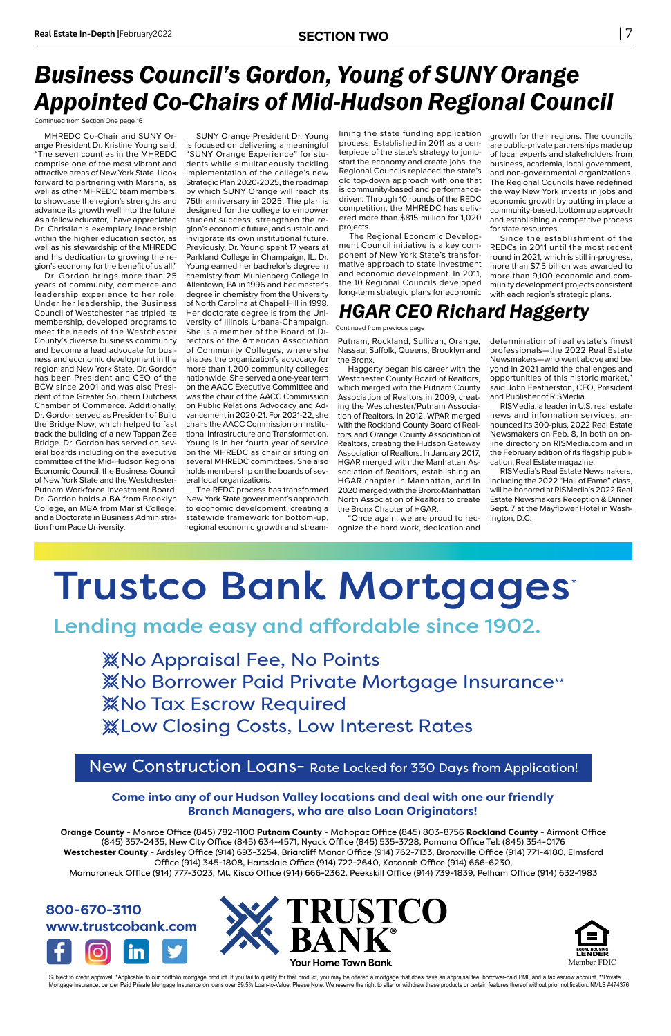# Business Council's Gordon, Young of SUNY Orange Appointed Co-Chairs of Mid-Hudson Regional Council

Continued from Section One page 16

MHREDC Co-Chair and SUNY Orange President Dr. Kristine Young said, "The seven counties in the MHREDC comprise one of the most vibrant and attractive areas of New York State. I look forward to partnering with Marsha, as well as other MHREDC team members, to showcase the region's strengths and advance its growth well into the future. As a fellow educator, I have appreciated Dr. Christian's exemplary leadership within the higher education sector, as well as his stewardship of the MHREDC and his dedication to growing the region's economy for the benefit of us all."

Dr. Gordon brings more than 25 years of community, commerce and leadership experience to her role. Under her leadership, the Business Council of Westchester has tripled its membership, developed programs to meet the needs of the Westchester County's diverse business community and become a lead advocate for business and economic development in the region and New York State. Dr. Gordon has been President and CEO of the BCW since 2001 and was also President of the Greater Southern Dutchess Chamber of Commerce. Additionally, Dr. Gordon served as President of Build the Bridge Now, which helped to fast track the building of a new Tappan Zee Bridge. Dr. Gordon has served on several boards including on the executive committee of the Mid-Hudson Regional Economic Council, the Business Council of New York State and the Westchester-Putnam Workforce Investment Board. Dr. Gordon holds a BA from Brooklyn College, an MBA from Marist College, and a Doctorate in Business Administration from Pace University.

SUNY Orange President Dr. Young is focused on delivering a meaningful "SUNY Orange Experience" for students while simultaneously tackling implementation of the college's new Strategic Plan 2020-2025, the roadmap by which SUNY Orange will reach its 75th anniversary in 2025. The plan is designed for the college to empower student success, strengthen the region's economic future, and sustain and invigorate its own institutional future. Previously, Dr. Young spent 17 years at Parkland College in Champaign, IL. Dr. Young earned her bachelor's degree in chemistry from Muhlenberg College in Allentown, PA in 1996 and her master's degree in chemistry from the University of North Carolina at Chapel Hill in 1998. Her doctorate degree is from the University of Illinois Urbana-Champaign. She is a member of the Board of Directors of the American Association of Community Colleges, where she shapes the organization's advocacy for more than 1,200 community colleges nationwide. She served a one-year term on the AACC Executive Committee and was the chair of the AACC Commission on Public Relations Advocacy and Advancement in 2020-21. For 2021-22, she chairs the AACC Commission on Institutional Infrastructure and Transformation. Young is in her fourth year of service on the MHREDC as chair or sitting on several MHREDC committees. She also holds membership on the boards of several local organizations.

The REDC process has transformed New York State government's approach to economic development, creating a statewide framework for bottom-up, regional economic growth and streamlining the state funding application process. Established in 2011 as a centerpiece of the state's strategy to jump-start the economy and create jobs, the Regional Councils replaced the state's old top-down approach with one that is community-based and performance-driven. Through 10 rounds of the REDC competition, the MHREDC has delivered more than $815 million for 1,020 projects.

The Regional Economic Development Council initiative is a key component of New York State's transformative approach to state investment and economic development. In 2011, the 10 Regional Councils developed long-term strategic plans for economic growth for their regions. The councils are public-private partnerships made up of local experts and stakeholders from business, academia, local government, and non-governmental organizations. The Regional Councils have redefined the way New York invests in jobs and economic growth by putting in place a community-based, bottom up approach and establishing a competitive process for state resources.

Since the establishment of the REDCs in 2011 until the most recent round in 2021, which is still in-progress, more than $7.5 billion was awarded to more than 9,100 economic and community development projects consistent with each region's strategic plans.

# HGAR CEO Richard Haggerty

Continued from previous page

Putnam, Rockland, Sullivan, Orange, Nassau, Suffolk, Queens, Brooklyn and the Bronx.

Haggerty began his career with the Westchester County Board of Realtors, which merged with the Putnam County Association of Realtors in 2009, creating the Westchester/Putnam Association of Realtors. In 2012, WPAR merged with the Rockland County Board of Realtors and Orange County Association of Realtors, creating the Hudson Gateway Association of Realtors. In January 2017, HGAR merged with the Manhattan Association of Realtors, establishing an HGAR chapter in Manhattan, and in 2020 merged with the Bronx-Manhattan North Association of Realtors to create the Bronx Chapter of HGAR.

"Once again, we are proud to recognize the hard work, dedication and determination of real estate's finest professionals—the 2022 Real Estate Newsmakers—who went above and beyond in 2021 amid the challenges and opportunities of this historic market," said John Featherston, CEO, President and Publisher of RISMedia.

RISMedia, a leader in U.S. real estate news and information services, announced its 300-plus, 2022 Real Estate Newsmakers on Feb. 8, in both an online directory on RISMedia.com and in the February edition of its flagship publication, Real Estate magazine.

RISMedia's Real Estate Newsmakers, including the 2022 "Hall of Fame" class, will be honored at RISMedia's 2022 Real Estate Newsmakers Reception & Dinner Sept. 7 at the Mayflower Hotel in Washington, D.C.

---

# Trustco Bank Mortgages*

## Lending made easy and affordable since 1902.

- No Appraisal Fee, No Points
- No Borrower Paid Private Mortgage Insurance**
- No Tax Escrow Required
- Low Closing Costs, Low Interest Rates

**New Construction Loans- Rate Locked for 330 Days from Application!**

**Come into any of our Hudson Valley locations and deal with one our friendly Branch Managers, who are also Loan Originators!**

**Orange County** - Monroe Office (845) 782-1100 **Putnam County** - Mahopac Office (845) 803-8756 **Rockland County** - Airmont Office (845) 357-2435, New City Office (845) 634-4571, Nyack Office (845) 535-3728, Pomona Office Tel: (845) 354-0176
**Westchester County** - Ardsley Office (914) 693-3254, Briarcliff Manor Office (914) 762-7133, Bronxville Office (914) 771-4180, Elmsford Office (914) 345-1808, Hartsdale Office (914) 722-2640, Katonah Office (914) 666-6230, Mamaroneck Office (914) 777-3023, Mt. Kisco Office (914) 666-2362, Peekskill Office (914) 739-1839, Pelham Office (914) 632-1983

**800-670-3110**
**www.trustcobank.com**

TRUSTCO BANK® Your Home Town Bank

EQUAL HOUSING LENDER Member FDIC

Subject to credit approval. *Applicable to our portfolio mortgage product. If you fail to qualify for that product, you may be offered a mortgage that does have an appraisal fee, borrower-paid PMI, and a tax escrow account. **Private Mortgage Insurance. Lender Paid Private Mortgage Insurance on loans over 89.5% Loan-to-Value. Please Note: We reserve the right to alter or withdraw these products or certain features thereof without prior notification. NMLS #474376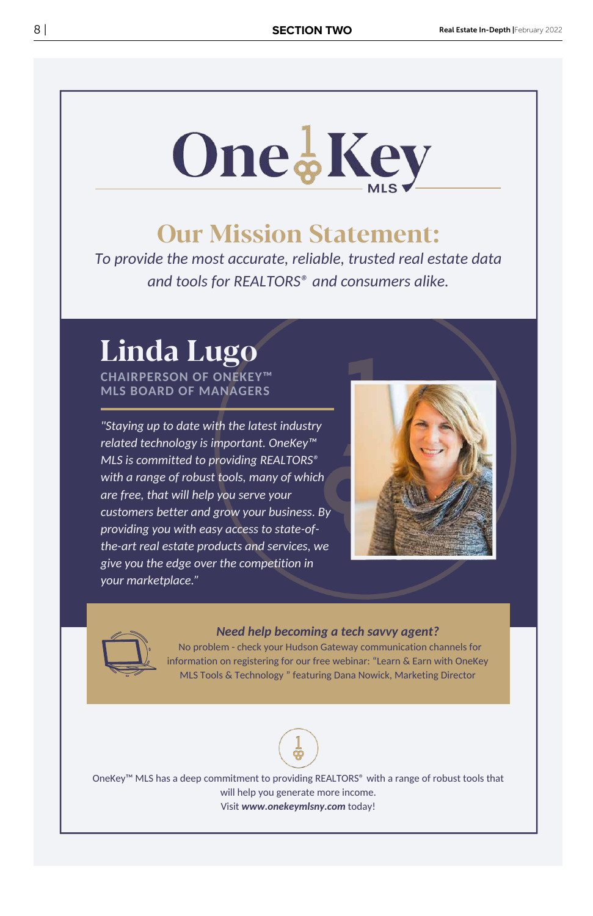# OneKey MLS

## Our Mission Statement:

*To provide the most accurate, reliable, trusted real estate data and tools for REALTORS® and consumers alike.*

## Linda Lugo

**CHAIRPERSON OF ONEKEY™ MLS BOARD OF MANAGERS**

*"Staying up to date with the latest industry related technology is important. OneKey™ MLS is committed to providing REALTORS® with a range of robust tools, many of which are free, that will help you serve your customers better and grow your business. By providing you with easy access to state-of-the-art real estate products and services, we give you the edge over the competition in your marketplace."*

### *Need help becoming a tech savvy agent?*

No problem - check your Hudson Gateway communication channels for information on registering for our free webinar: "Learn & Earn with OneKey MLS Tools & Technology " featuring Dana Nowick, Marketing Director

OneKey™ MLS has a deep commitment to providing REALTORS® with a range of robust tools that will help you generate more income.
Visit ***www.onekeymlsny.com*** today!